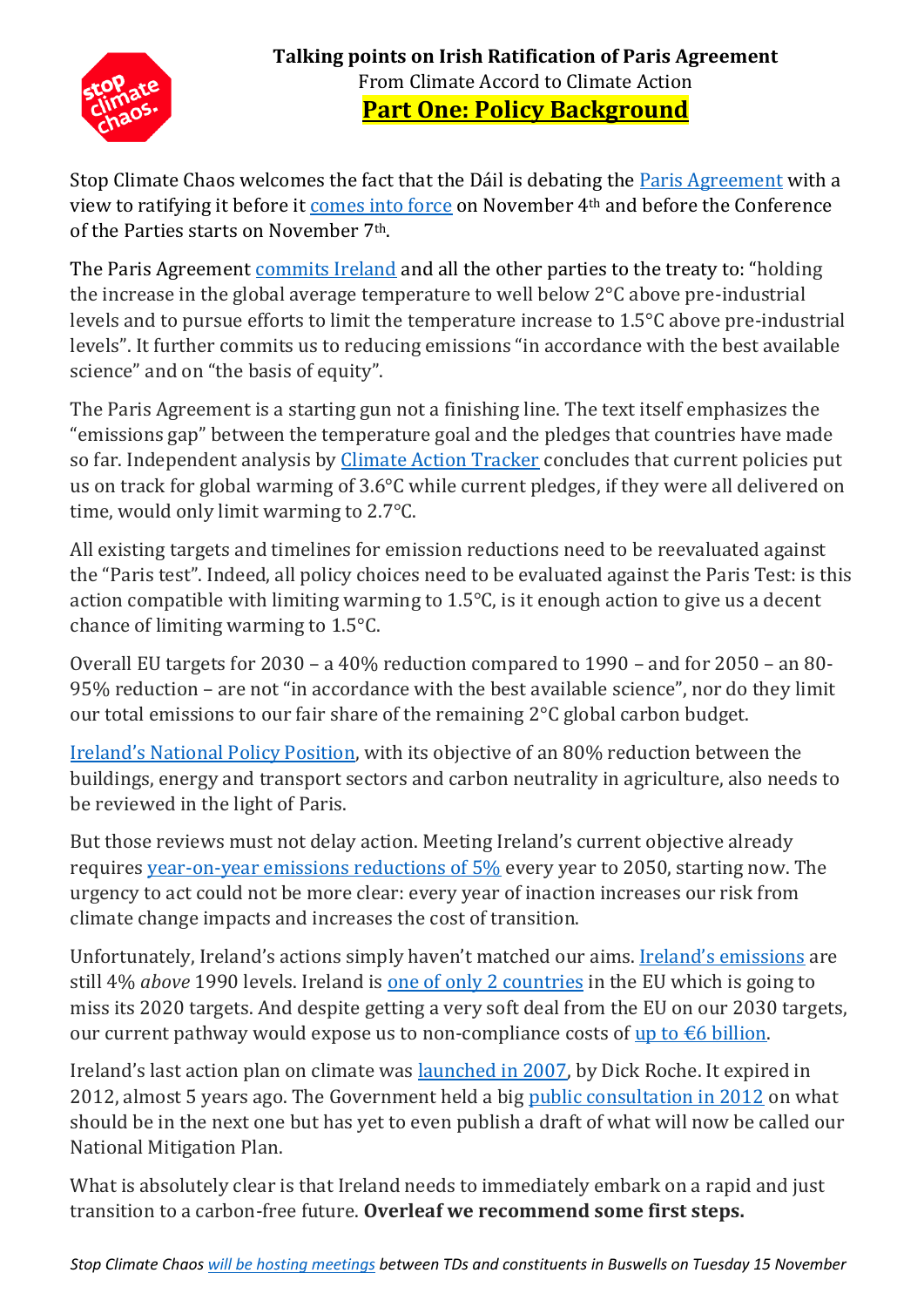# Talking points on Irish Ratification of Paris Agreement

From Climate Accord to Climate Action

## Part One: Policy Background

Stop Climate Chaos welcomes the fact that the Dáil is debating the Paris Agreement with a view to ratifying it before it comes into force on November 4th and before the Conference of the Parties starts on November 7th.

The Paris Agreement commits Ireland and all the other parties to the treaty to: "holding the increase in the global average temperature to well below 2°C above pre-industrial levels and to pursue efforts to limit the temperature increase to 1.5°C above pre-industrial levels". It further commits us to reducing emissions "in accordance with the best available science" and on "the basis of equity".

The Paris Agreement is a starting gun not a finishing line. The text itself emphasizes the "emissions gap" between the temperature goal and the pledges that countries have made so far. Independent analysis by Climate Action Tracker concludes that current policies put us on track for global warming of 3.6°C while current pledges, if they were all delivered on time, would only limit warming to 2.7°C.

All existing targets and timelines for emission reductions need to be reevaluated against the "Paris test". Indeed, all policy choices need to be evaluated against the Paris Test: is this action compatible with limiting warming to 1.5°C, is it enough action to give us a decent chance of limiting warming to 1.5°C.

Overall EU targets for 2030 – a 40% reduction compared to 1990 – and for 2050 – an 80-95% reduction – are not "in accordance with the best available science", nor do they limit our total emissions to our fair share of the remaining 2°C global carbon budget.

Ireland's National Policy Position, with its objective of an 80% reduction between the buildings, energy and transport sectors and carbon neutrality in agriculture, also needs to be reviewed in the light of Paris.

But those reviews must not delay action. Meeting Ireland's current objective already requires year-on-year emissions reductions of 5% every year to 2050, starting now. The urgency to act could not be more clear: every year of inaction increases our risk from climate change impacts and increases the cost of transition.

Unfortunately, Ireland's actions simply haven't matched our aims. Ireland's emissions are still 4% *above* 1990 levels. Ireland is one of only 2 countries in the EU which is going to miss its 2020 targets. And despite getting a very soft deal from the EU on our 2030 targets, our current pathway would expose us to non-compliance costs of up to €6 billion.

Ireland's last action plan on climate was launched in 2007, by Dick Roche. It expired in 2012, almost 5 years ago. The Government held a big public consultation in 2012 on what should be in the next one but has yet to even publish a draft of what will now be called our National Mitigation Plan.

What is absolutely clear is that Ireland needs to immediately embark on a rapid and just transition to a carbon-free future. **Overleaf we recommend some first steps.**

*Stop Climate Chaos will be hosting meetings between TDs and constituents in Buswells on Tuesday 15 November*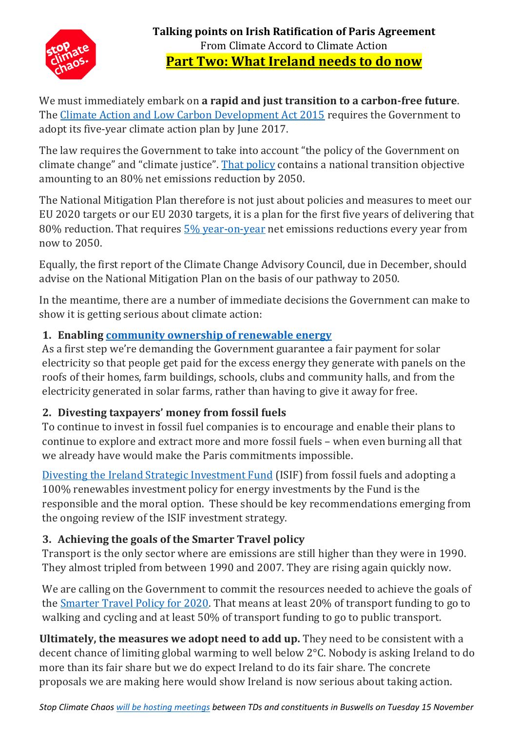**Talking points on Irish Ratification of Paris Agreement**

From Climate Accord to Climate Action

## Part Two: What Ireland needs to do now

We must immediately embark on **a rapid and just transition to a carbon-free future**. The Climate Action and Low Carbon Development Act 2015 requires the Government to adopt its five-year climate action plan by June 2017.

The law requires the Government to take into account "the policy of the Government on climate change" and "climate justice". That policy contains a national transition objective amounting to an 80% net emissions reduction by 2050.

The National Mitigation Plan therefore is not just about policies and measures to meet our EU 2020 targets or our EU 2030 targets, it is a plan for the first five years of delivering that 80% reduction. That requires 5% year-on-year net emissions reductions every year from now to 2050.

Equally, the first report of the Climate Change Advisory Council, due in December, should advise on the National Mitigation Plan on the basis of our pathway to 2050.

In the meantime, there are a number of immediate decisions the Government can make to show it is getting serious about climate action:

### 1. Enabling community ownership of renewable energy

As a first step we're demanding the Government guarantee a fair payment for solar electricity so that people get paid for the excess energy they generate with panels on the roofs of their homes, farm buildings, schools, clubs and community halls, and from the electricity generated in solar farms, rather than having to give it away for free.

### 2. Divesting taxpayers' money from fossil fuels

To continue to invest in fossil fuel companies is to encourage and enable their plans to continue to explore and extract more and more fossil fuels – when even burning all that we already have would make the Paris commitments impossible.

Divesting the Ireland Strategic Investment Fund (ISIF) from fossil fuels and adopting a 100% renewables investment policy for energy investments by the Fund is the responsible and the moral option. These should be key recommendations emerging from the ongoing review of the ISIF investment strategy.

### 3. Achieving the goals of the Smarter Travel policy

Transport is the only sector where are emissions are still higher than they were in 1990. They almost tripled from between 1990 and 2007. They are rising again quickly now.

We are calling on the Government to commit the resources needed to achieve the goals of the Smarter Travel Policy for 2020. That means at least 20% of transport funding to go to walking and cycling and at least 50% of transport funding to go to public transport.

**Ultimately, the measures we adopt need to add up.** They need to be consistent with a decent chance of limiting global warming to well below 2°C. Nobody is asking Ireland to do more than its fair share but we do expect Ireland to do its fair share. The concrete proposals we are making here would show Ireland is now serious about taking action.

*Stop Climate Chaos will be hosting meetings between TDs and constituents in Buswells on Tuesday 15 November*